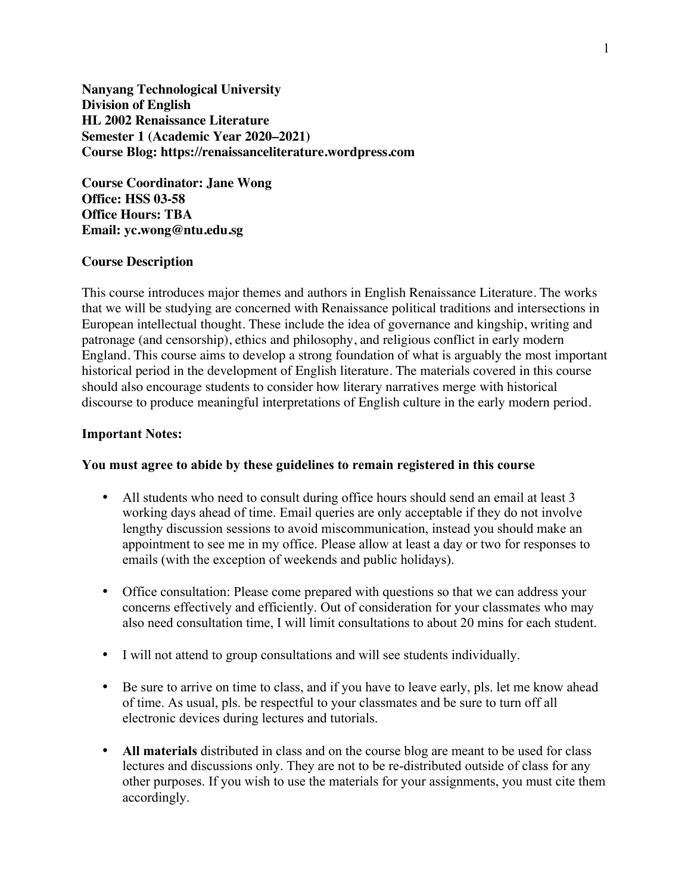**Nanyang Technological University**
**Division of English**
**HL 2002 Renaissance Literature**
**Semester 1 (Academic Year 2020–2021)**
**Course Blog: https://renaissanceliterature.wordpress.com**

**Course Coordinator: Jane Wong**
**Office: HSS 03-58**
**Office Hours: TBA**
**Email: yc.wong@ntu.edu.sg**

## Course Description

This course introduces major themes and authors in English Renaissance Literature. The works that we will be studying are concerned with Renaissance political traditions and intersections in European intellectual thought. These include the idea of governance and kingship, writing and patronage (and censorship), ethics and philosophy, and religious conflict in early modern England. This course aims to develop a strong foundation of what is arguably the most important historical period in the development of English literature. The materials covered in this course should also encourage students to consider how literary narratives merge with historical discourse to produce meaningful interpretations of English culture in the early modern period.

## Important Notes:

**You must agree to abide by these guidelines to remain registered in this course**

- All students who need to consult during office hours should send an email at least 3 working days ahead of time. Email queries are only acceptable if they do not involve lengthy discussion sessions to avoid miscommunication, instead you should make an appointment to see me in my office. Please allow at least a day or two for responses to emails (with the exception of weekends and public holidays).

- Office consultation: Please come prepared with questions so that we can address your concerns effectively and efficiently. Out of consideration for your classmates who may also need consultation time, I will limit consultations to about 20 mins for each student.

- I will not attend to group consultations and will see students individually.

- Be sure to arrive on time to class, and if you have to leave early, pls. let me know ahead of time. As usual, pls. be respectful to your classmates and be sure to turn off all electronic devices during lectures and tutorials.

- **All materials** distributed in class and on the course blog are meant to be used for class lectures and discussions only. They are not to be re-distributed outside of class for any other purposes. If you wish to use the materials for your assignments, you must cite them accordingly.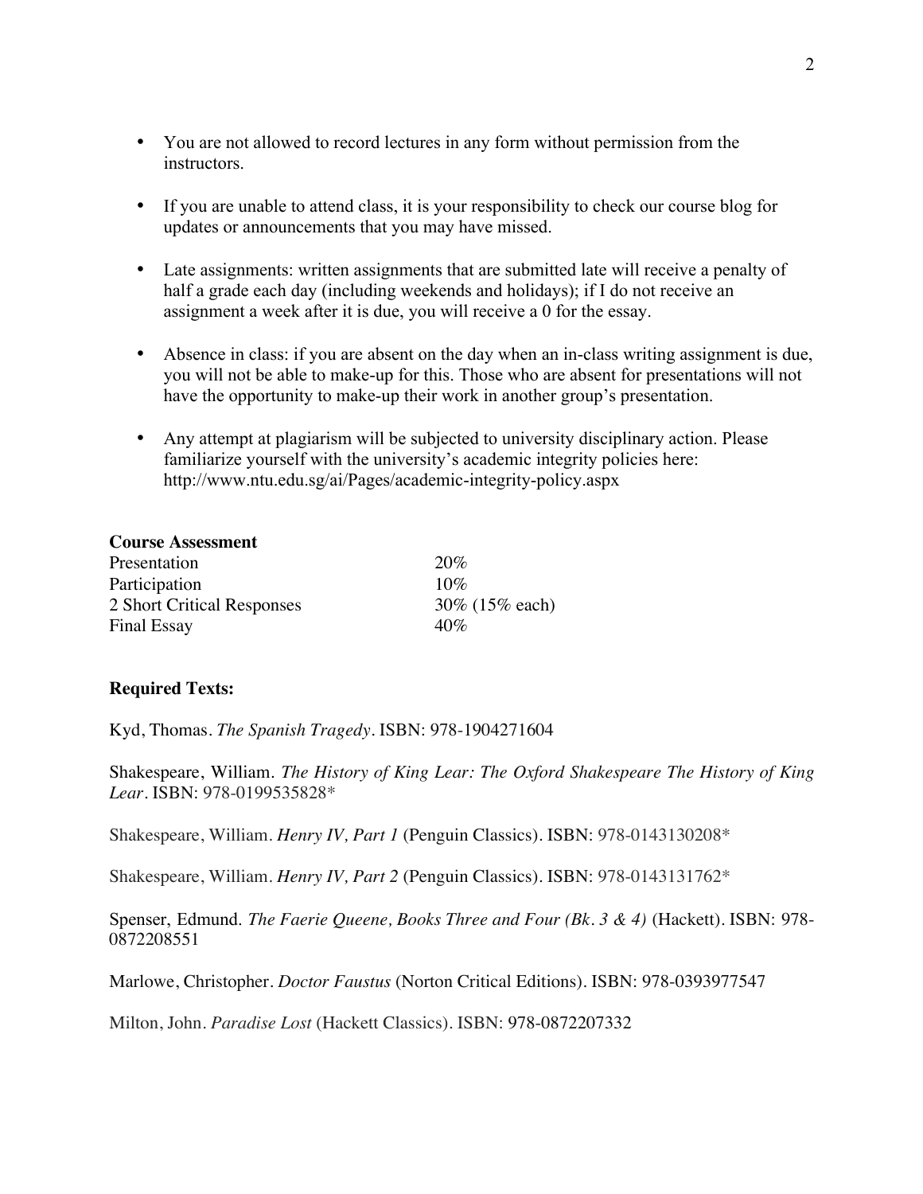- You are not allowed to record lectures in any form without permission from the instructors.

- If you are unable to attend class, it is your responsibility to check our course blog for updates or announcements that you may have missed.

- Late assignments: written assignments that are submitted late will receive a penalty of half a grade each day (including weekends and holidays); if I do not receive an assignment a week after it is due, you will receive a 0 for the essay.

- Absence in class: if you are absent on the day when an in-class writing assignment is due, you will not be able to make-up for this. Those who are absent for presentations will not have the opportunity to make-up their work in another group's presentation.

- Any attempt at plagiarism will be subjected to university disciplinary action. Please familiarize yourself with the university's academic integrity policies here: http://www.ntu.edu.sg/ai/Pages/academic-integrity-policy.aspx

**Course Assessment**

| | |
|---|---|
| Presentation | 20% |
| Participation | 10% |
| 2 Short Critical Responses | 30% (15% each) |
| Final Essay | 40% |

**Required Texts:**

Kyd, Thomas. *The Spanish Tragedy*. ISBN: 978-1904271604

Shakespeare, William. *The History of King Lear: The Oxford Shakespeare The History of King Lear*. ISBN: 978-0199535828*

Shakespeare, William. *Henry IV, Part 1* (Penguin Classics). ISBN: 978-0143130208*

Shakespeare, William. *Henry IV, Part 2* (Penguin Classics). ISBN: 978-0143131762*

Spenser, Edmund. *The Faerie Queene, Books Three and Four (Bk. 3 & 4)* (Hackett). ISBN: 978-0872208551

Marlowe, Christopher. *Doctor Faustus* (Norton Critical Editions). ISBN: 978-0393977547

Milton, John. *Paradise Lost* (Hackett Classics). ISBN: 978-0872207332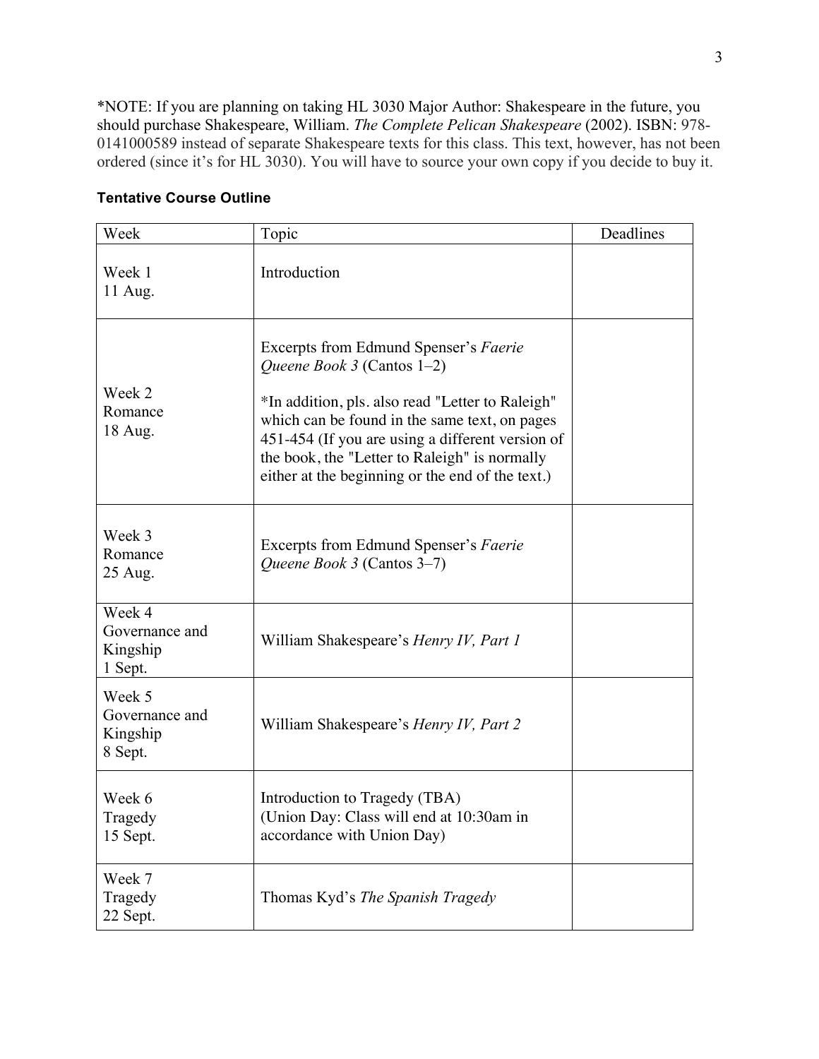*NOTE: If you are planning on taking HL 3030 Major Author: Shakespeare in the future, you should purchase Shakespeare, William. *The Complete Pelican Shakespeare* (2002). ISBN: 978-0141000589 instead of separate Shakespeare texts for this class. This text, however, has not been ordered (since it's for HL 3030). You will have to source your own copy if you decide to buy it.

**Tentative Course Outline**

| Week | Topic | Deadlines |
|---|---|---|
| Week 1<br>11 Aug. | Introduction | |
| Week 2<br>Romance<br>18 Aug. | Excerpts from Edmund Spenser's *Faerie Queene Book 3* (Cantos 1–2)<br><br>*In addition, pls. also read "Letter to Raleigh" which can be found in the same text, on pages 451-454 (If you are using a different version of the book, the "Letter to Raleigh" is normally either at the beginning or the end of the text.) | |
| Week 3<br>Romance<br>25 Aug. | Excerpts from Edmund Spenser's *Faerie Queene Book 3* (Cantos 3–7) | |
| Week 4<br>Governance and Kingship<br>1 Sept. | William Shakespeare's *Henry IV, Part 1* | |
| Week 5<br>Governance and Kingship<br>8 Sept. | William Shakespeare's *Henry IV, Part 2* | |
| Week 6<br>Tragedy<br>15 Sept. | Introduction to Tragedy (TBA)<br>(Union Day: Class will end at 10:30am in accordance with Union Day) | |
| Week 7<br>Tragedy<br>22 Sept. | Thomas Kyd's *The Spanish Tragedy* | |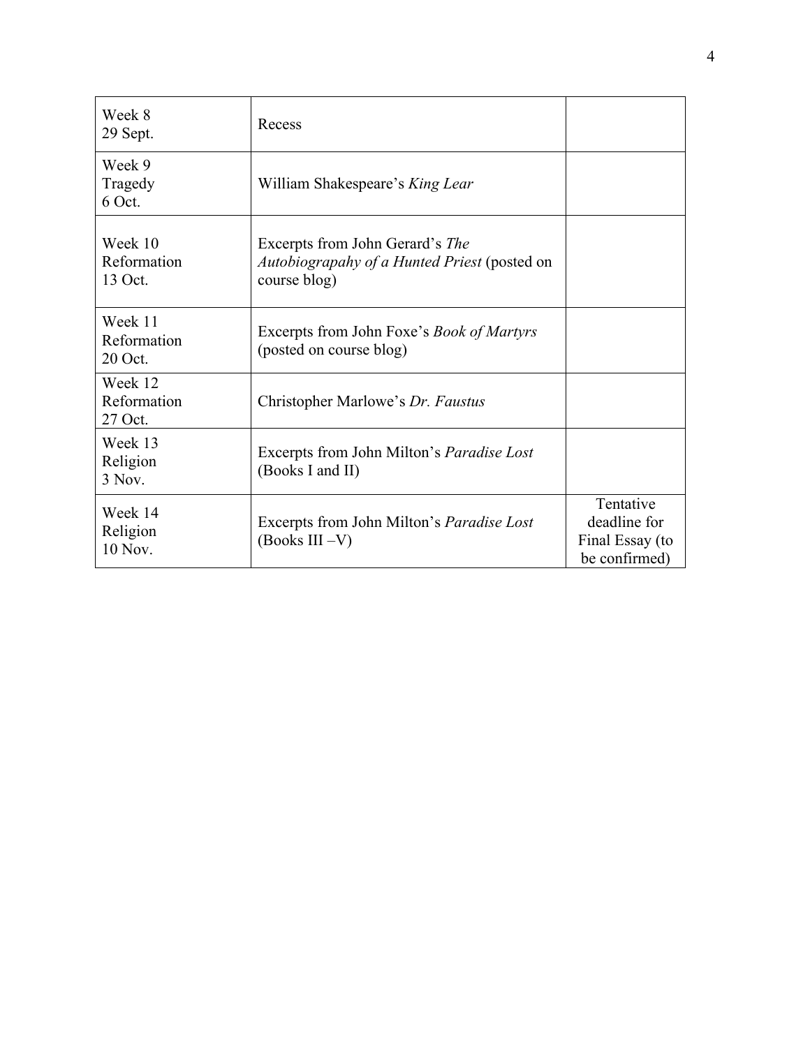| | | |
|---|---|---|
| Week 8<br>29 Sept. | Recess | |
| Week 9<br>Tragedy<br>6 Oct. | William Shakespeare's *King Lear* | |
| Week 10<br>Reformation<br>13 Oct. | Excerpts from John Gerard's *The Autobiograpahy of a Hunted Priest* (posted on course blog) | |
| Week 11<br>Reformation<br>20 Oct. | Excerpts from John Foxe's *Book of Martyrs* (posted on course blog) | |
| Week 12<br>Reformation<br>27 Oct. | Christopher Marlowe's *Dr. Faustus* | |
| Week 13<br>Religion<br>3 Nov. | Excerpts from John Milton's *Paradise Lost* (Books I and II) | |
| Week 14<br>Religion<br>10 Nov. | Excerpts from John Milton's *Paradise Lost* (Books III –V) | Tentative deadline for Final Essay (to be confirmed) |